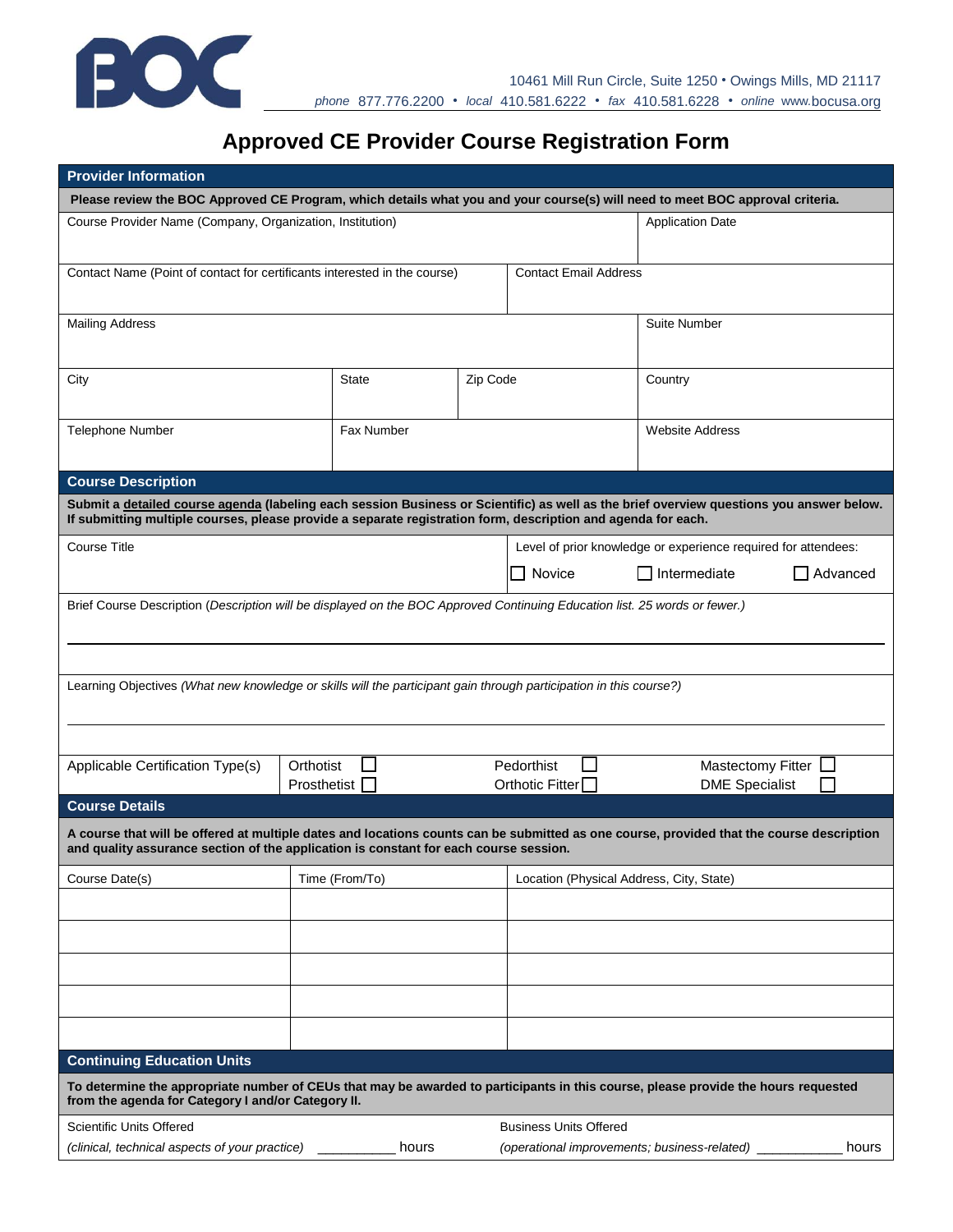BOC

10461 Mill Run Circle, Suite 1250 • Owings Mills, MD 21117
*phone* 877.776.2200 • *local* 410.581.6222 • *fax* 410.581.6228 • *online* www.bocusa.org

# Approved CE Provider Course Registration Form

## Provider Information

**Please review the BOC Approved CE Program, which details what you and your course(s) will need to meet BOC approval criteria.**

| Course Provider Name (Company, Organization, Institution) | | | Application Date |
|---|---|---|---|
| Contact Name (Point of contact for certificants interested in the course) | | Contact Email Address | |
| Mailing Address | | | Suite Number |
| City | State | Zip Code | Country |
| Telephone Number | Fax Number | | Website Address |

## Course Description

**Submit a detailed course agenda (labeling each session Business or Scientific) as well as the brief overview questions you answer below. If submitting multiple courses, please provide a separate registration form, description and agenda for each.**

Course Title

Level of prior knowledge or experience required for attendees:
☐ Novice ☐ Intermediate ☐ Advanced

Brief Course Description (*Description will be displayed on the BOC Approved Continuing Education list. 25 words or fewer.*)

Learning Objectives *(What new knowledge or skills will the participant gain through participation in this course?)*

Applicable Certification Type(s)
- Orthotist ☐
- Prosthetist ☐
- Pedorthist ☐
- Orthotic Fitter ☐
- Mastectomy Fitter ☐
- DME Specialist ☐

## Course Details

**A course that will be offered at multiple dates and locations counts can be submitted as one course, provided that the course description and quality assurance section of the application is constant for each course session.**

| Course Date(s) | Time (From/To) | Location (Physical Address, City, State) |
|---|---|---|
| | | |
| | | |
| | | |
| | | |
| | | |

## Continuing Education Units

**To determine the appropriate number of CEUs that may be awarded to participants in this course, please provide the hours requested from the agenda for Category I and/or Category II.**

Scientific Units Offered
*(clinical, technical aspects of your practice)* __________ hours

Business Units Offered
*(operational improvements; business-related)* ___________ hours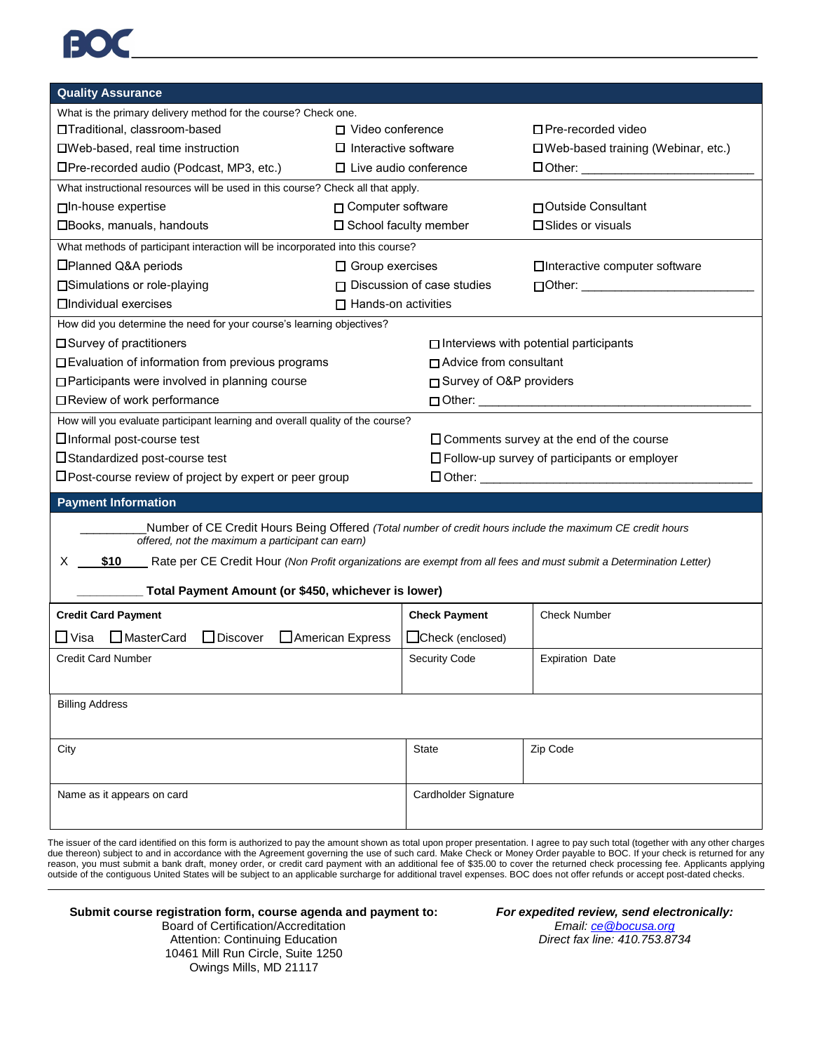BOC

## Quality Assurance

What is the primary delivery method for the course? Check one.

| | | |
|---|---|---|
| ☐ Traditional, classroom-based | ☐ Video conference | ☐ Pre-recorded video |
| ☐ Web-based, real time instruction | ☐ Interactive software | ☐ Web-based training (Webinar, etc.) |
| ☐ Pre-recorded audio (Podcast, MP3, etc.) | ☐ Live audio conference | ☐ Other: ___________________________ |

What instructional resources will be used in this course? Check all that apply.

| | | |
|---|---|---|
| ☐ In-house expertise | ☐ Computer software | ☐ Outside Consultant |
| ☐ Books, manuals, handouts | ☐ School faculty member | ☐ Slides or visuals |

What methods of participant interaction will be incorporated into this course?

| | | |
|---|---|---|
| ☐ Planned Q&A periods | ☐ Group exercises | ☐ Interactive computer software |
| ☐ Simulations or role-playing | ☐ Discussion of case studies | ☐ Other: ___________________________ |
| ☐ Individual exercises | ☐ Hands-on activities | |

How did you determine the need for your course's learning objectives?

| | |
|---|---|
| ☐ Survey of practitioners | ☐ Interviews with potential participants |
| ☐ Evaluation of information from previous programs | ☐ Advice from consultant |
| ☐ Participants were involved in planning course | ☐ Survey of O&P providers |
| ☐ Review of work performance | ☐ Other: ___________________________________________ |

How will you evaluate participant learning and overall quality of the course?

| | |
|---|---|
| ☐ Informal post-course test | ☐ Comments survey at the end of the course |
| ☐ Standardized post-course test | ☐ Follow-up survey of participants or employer |
| ☐ Post-course review of project by expert or peer group | ☐ Other: ___________________________________________ |

## Payment Information

__________Number of CE Credit Hours Being Offered *(Total number of credit hours include the maximum CE credit hours offered, not the maximum a participant can earn)*

X **$10** Rate per CE Credit Hour *(Non Profit organizations are exempt from all fees and must submit a Determination Letter)*

__________ **Total Payment Amount (or $450, whichever is lower)**

| | | |
|---|---|---|
| **Credit Card Payment**<br>☐ Visa ☐ MasterCard ☐ Discover ☐ American Express | **Check Payment**<br>☐ Check (enclosed) | Check Number |
| Credit Card Number | Security Code | Expiration Date |
| Billing Address | | |
| City | State | Zip Code |
| Name as it appears on card | Cardholder Signature | |

The issuer of the card identified on this form is authorized to pay the amount shown as total upon proper presentation. I agree to pay such total (together with any other charges due thereon) subject to and in accordance with the Agreement governing the use of such card. Make Check or Money Order payable to BOC. If your check is returned for any reason, you must submit a bank draft, money order, or credit card payment with an additional fee of $35.00 to cover the returned check processing fee. Applicants applying outside of the contiguous United States will be subject to an applicable surcharge for additional travel expenses. BOC does not offer refunds or accept post-dated checks.

**Submit course registration form, course agenda and payment to:**
Board of Certification/Accreditation
Attention: Continuing Education
10461 Mill Run Circle, Suite 1250
Owings Mills, MD 21117

***For expedited review, send electronically:***
*Email: ce@bocusa.org*
*Direct fax line: 410.753.8734*